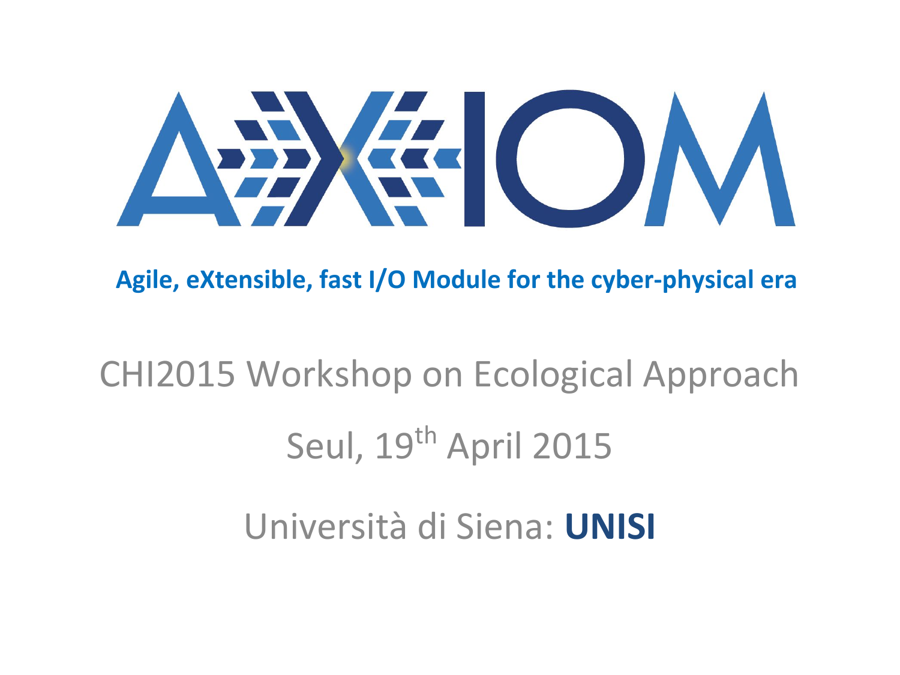# AXIOM

**Agile, eXtensible, fast I/O Module for the cyber-physical era**

CHI2015 Workshop on Ecological Approach

Seul, 19th April 2015

Università di Siena: **UNISI**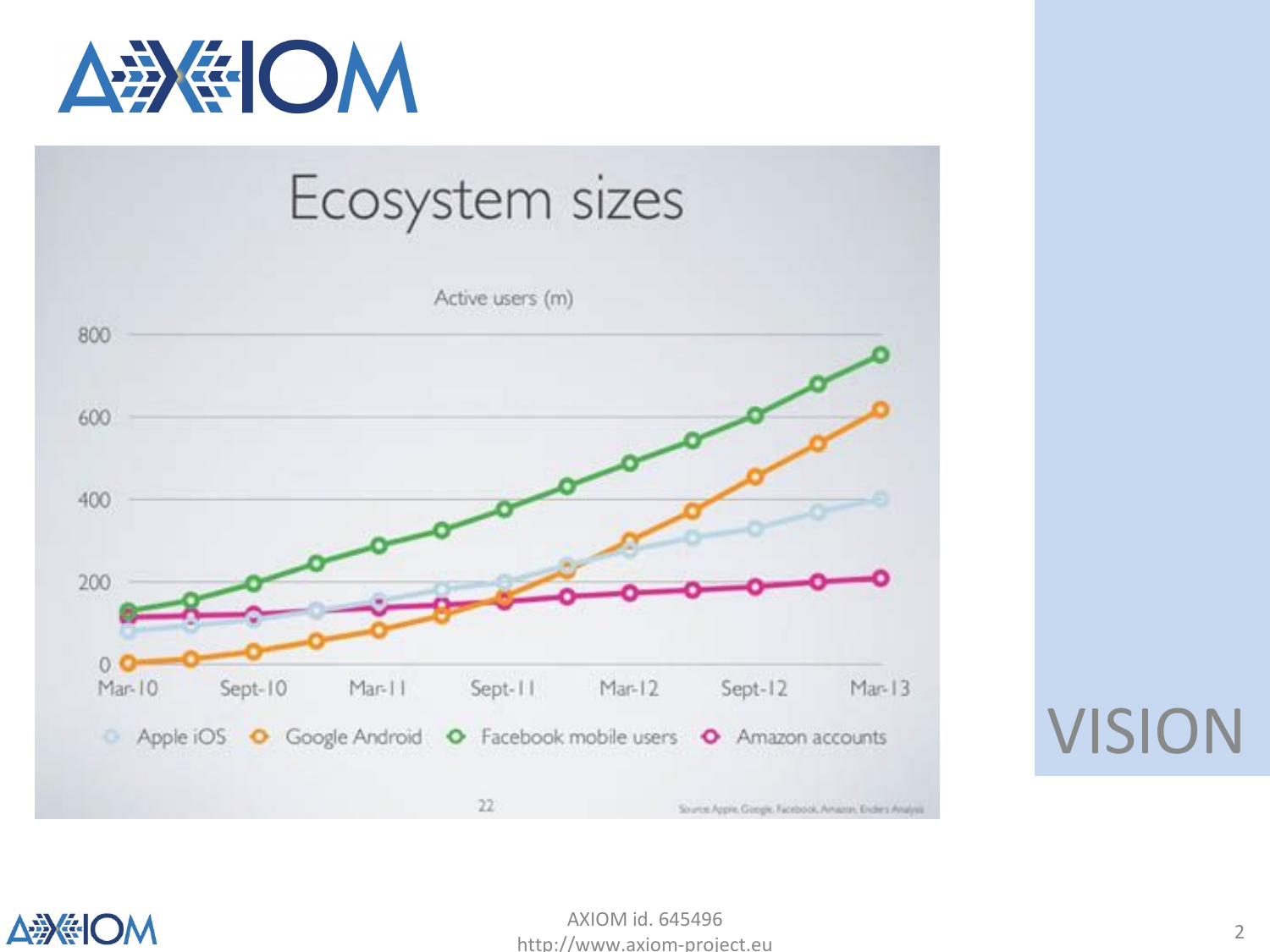# VISION

## Ecosystem sizes

Active users (m)

800

600

400

200

0

Mar-10 Sept-10 Mar-11 Sept-11 Mar-12 Sept-12 Mar-13

Apple iOS Google Android Facebook mobile users Amazon accounts

22

Source: Apple, Google, Facebook, Amazon, Enders Analysis

AXIOM id. 645496

http://www.axiom-project.eu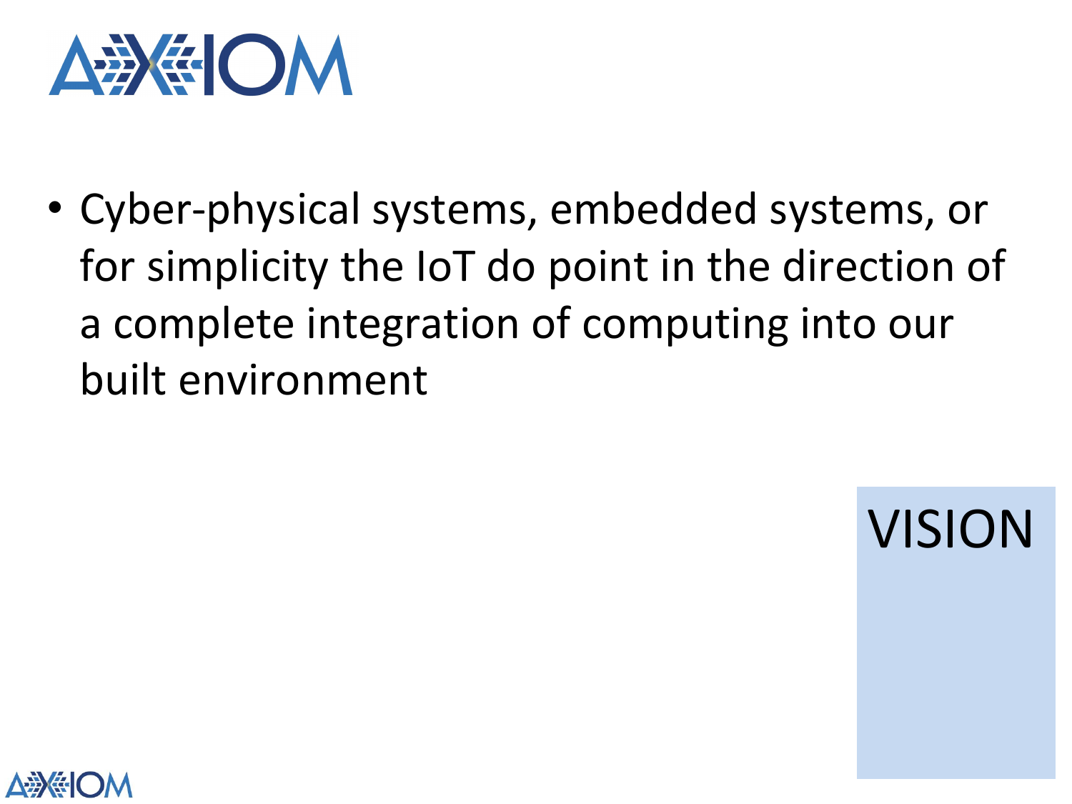- Cyber-physical systems, embedded systems, or for simplicity the IoT do point in the direction of a complete integration of computing into our built environment

VISION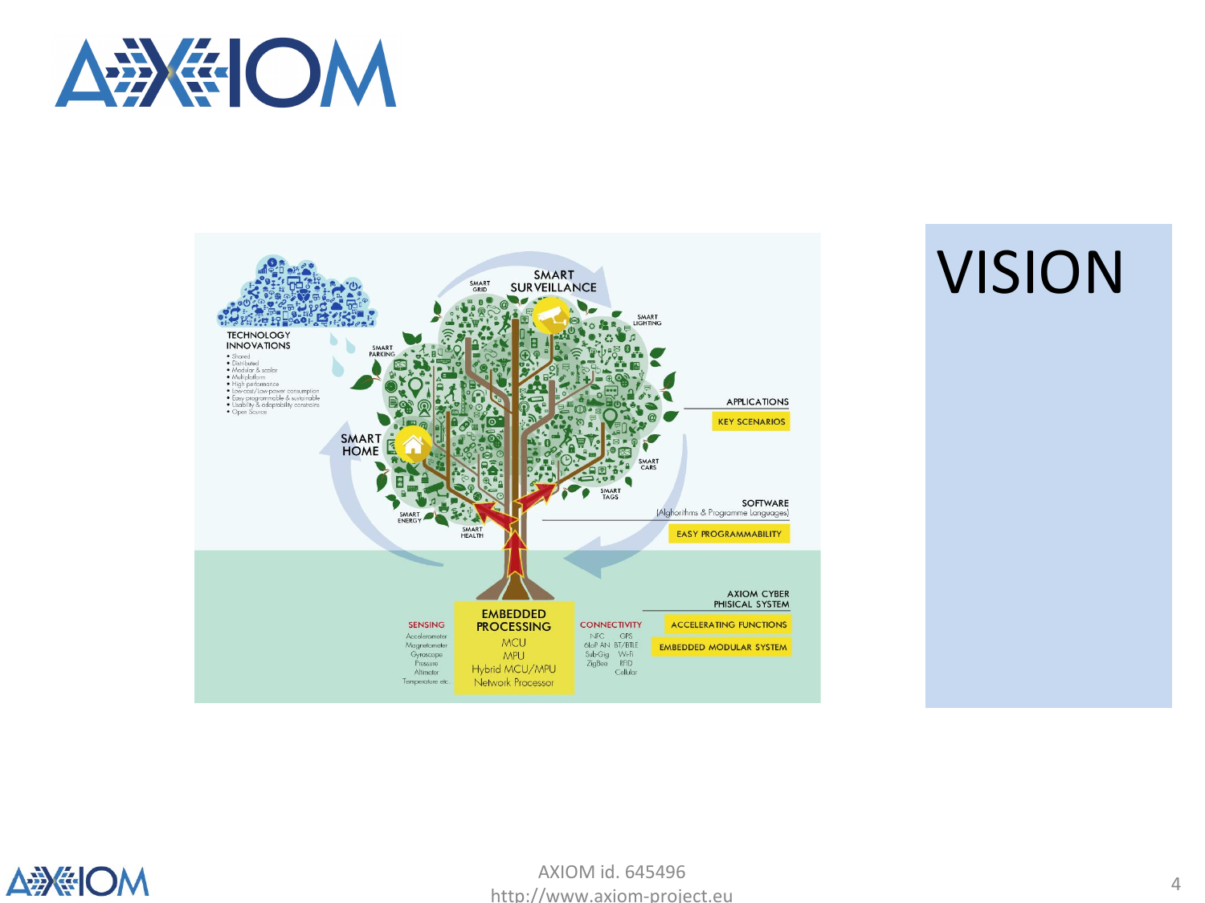# VISION

TECHNOLOGY INNOVATIONS

- Shared
- Distributed
- Modular & scalar
- Multiplatform
- High performance
- Low-cost/Low-power consumption
- Easy programmable & sustainable
- Usability & adaptability constrains
- Open Source

SMART GRID

SMART SURVEILLANCE

SMART LIGHTING

SMART PARKING

SMART HOME

SMART CARS

SMART TAGS

SMART ENERGY

SMART HEALTH

APPLICATIONS

KEY SCENARIOS

SOFTWARE (Alghorithms & Programme Languages)

EASY PROGRAMMABILITY

AXIOM CYBER PHISICAL SYSTEM

ACCELERATING FUNCTIONS

EMBEDDED MODULAR SYSTEM

SENSING: Accelerometer, Magnetometer, Gyroscope, Pressure, Altimeter, Temperature etc.

EMBEDDED PROCESSING: MCU, MPU, Hybrid MCU/MPU, Network Processor

CONNECTIVITY: NFC, GPS, 6loP AN, BT/BTLE, Sub-Gig, Wi-fi, ZigBee, RFID, Cellular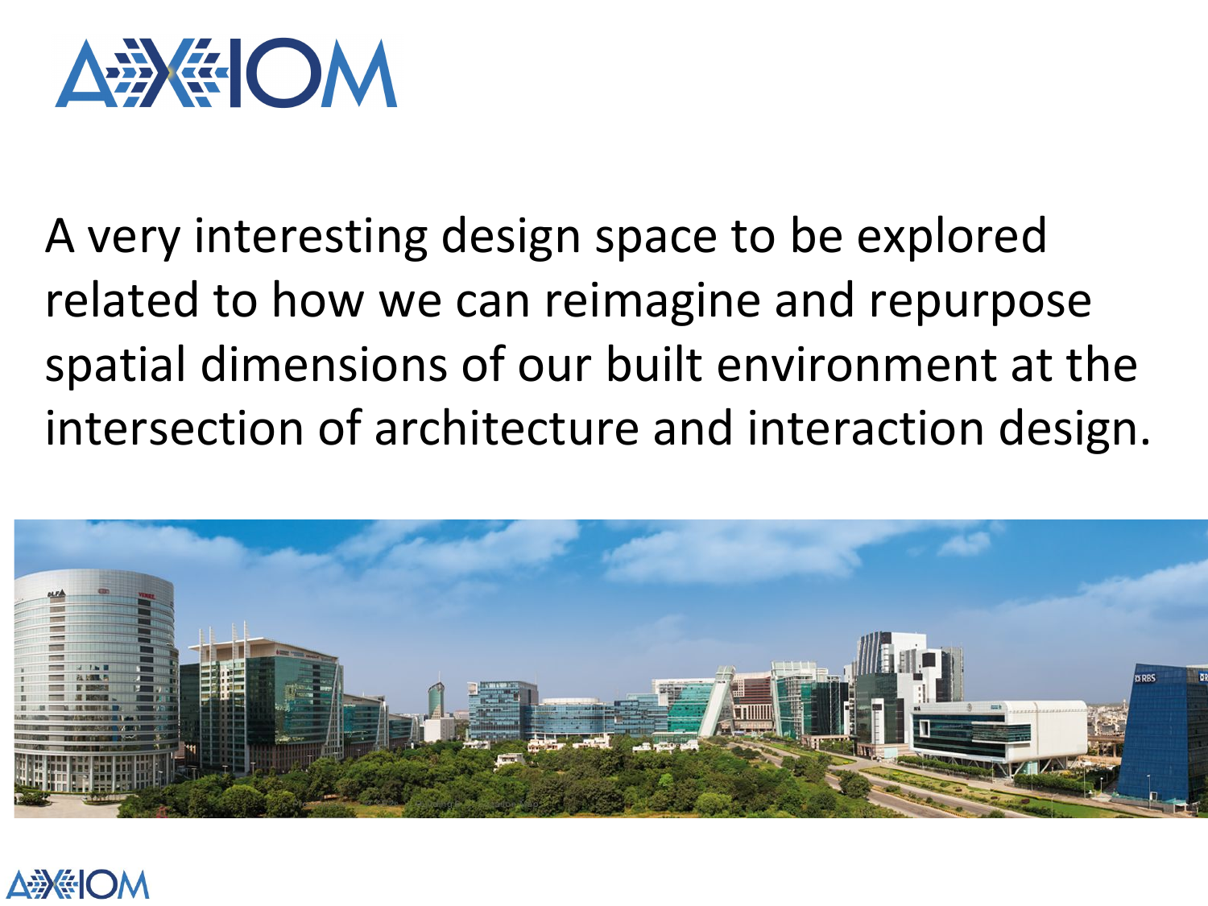A very interesting design space to be explored related to how we can reimagine and repurpose spatial dimensions of our built environment at the intersection of architecture and interaction design.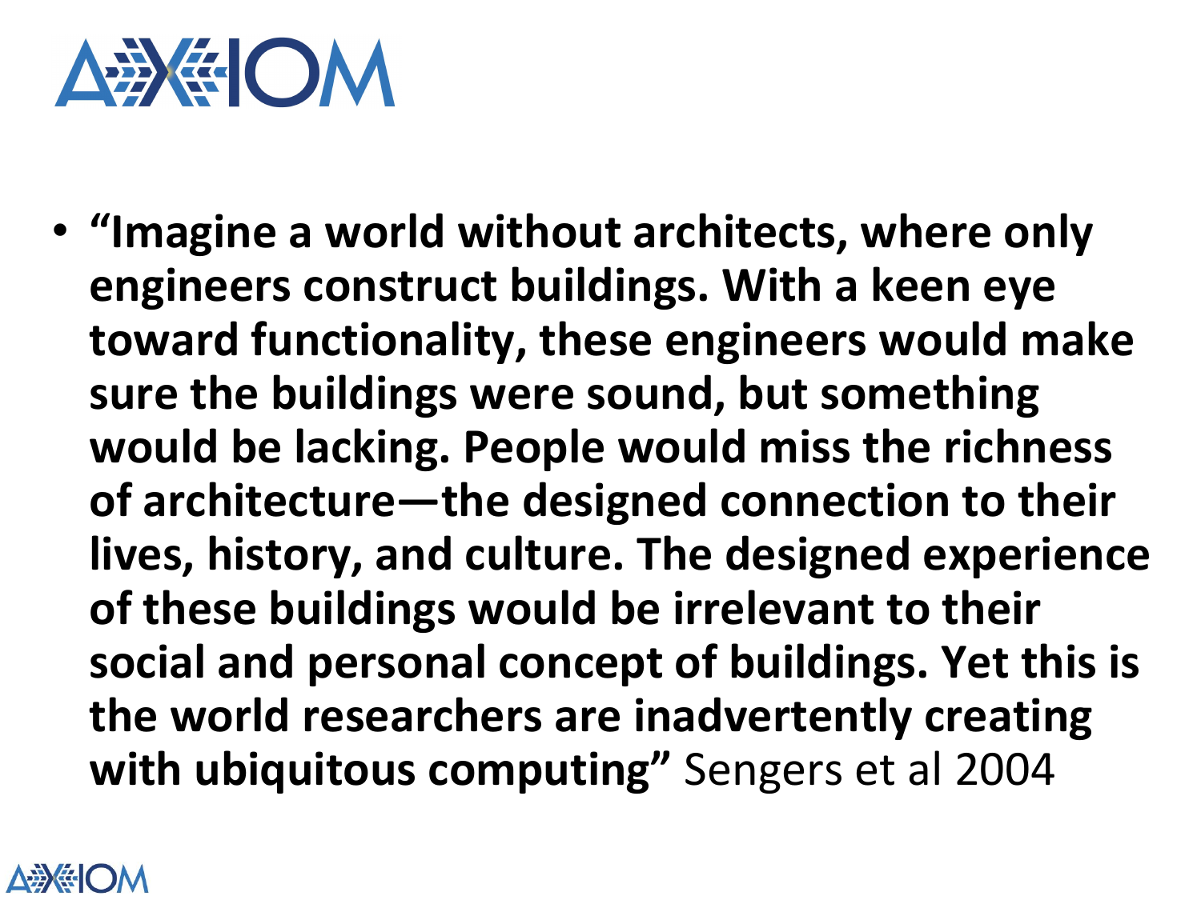- **"Imagine a world without architects, where only engineers construct buildings. With a keen eye toward functionality, these engineers would make sure the buildings were sound, but something would be lacking. People would miss the richness of architecture—the designed connection to their lives, history, and culture. The designed experience of these buildings would be irrelevant to their social and personal concept of buildings. Yet this is the world researchers are inadvertently creating with ubiquitous computing"** Sengers et al 2004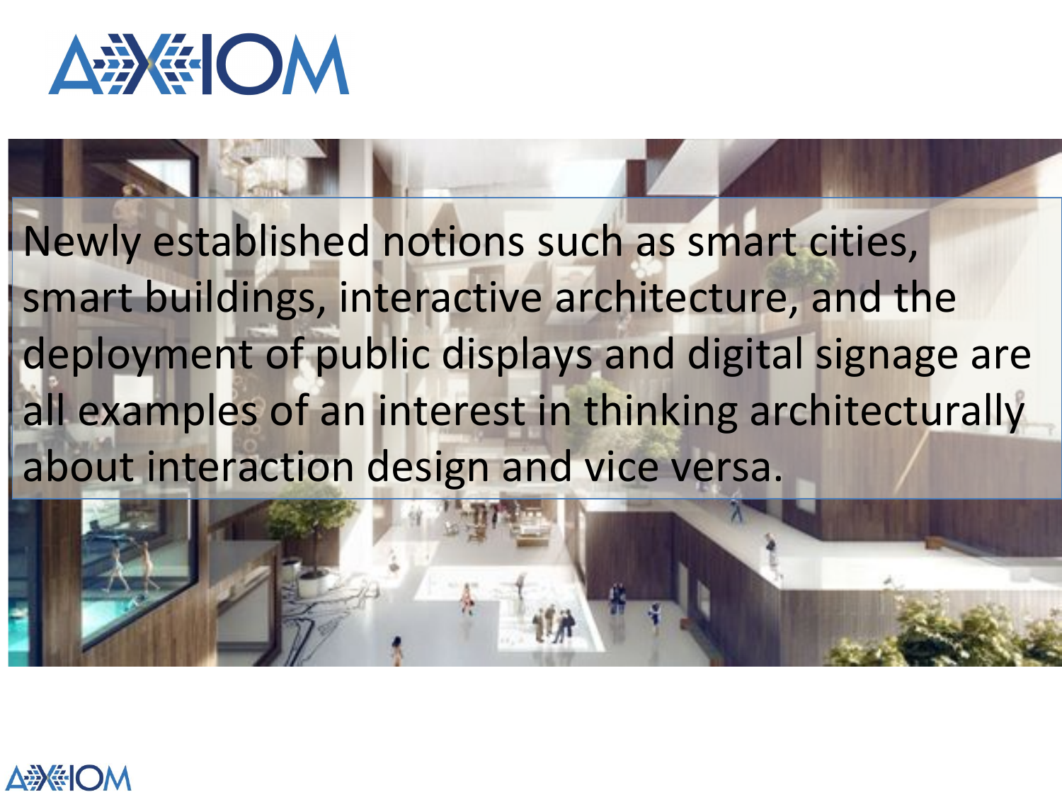Newly established notions such as smart cities, smart buildings, interactive architecture, and the deployment of public displays and digital signage are all examples of an interest in thinking architecturally about interaction design and vice versa.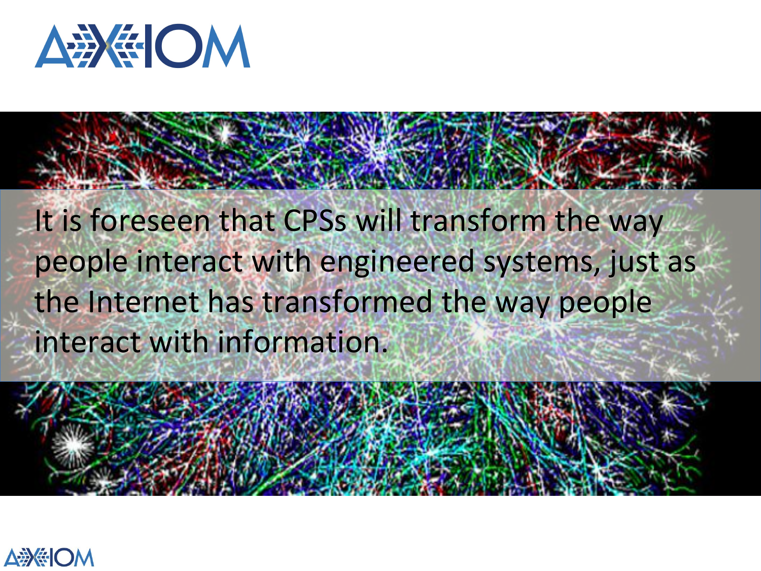It is foreseen that CPSs will transform the way people interact with engineered systems, just as the Internet has transformed the way people interact with information.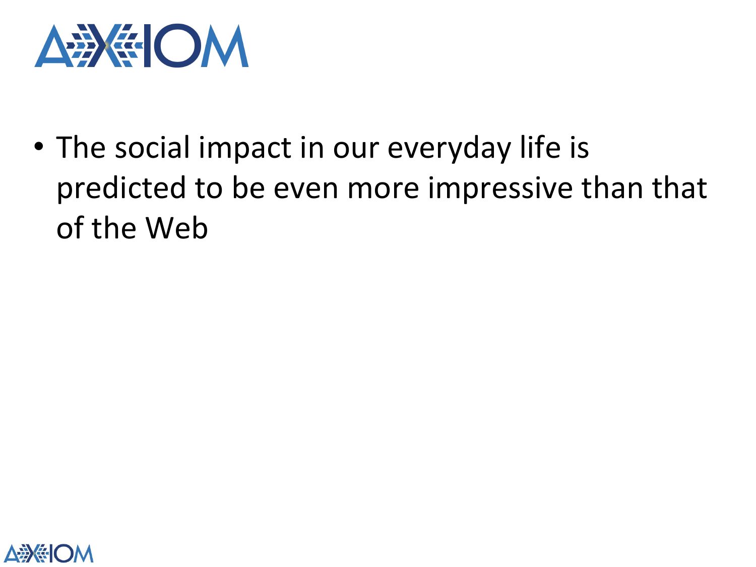- The social impact in our everyday life is predicted to be even more impressive than that of the Web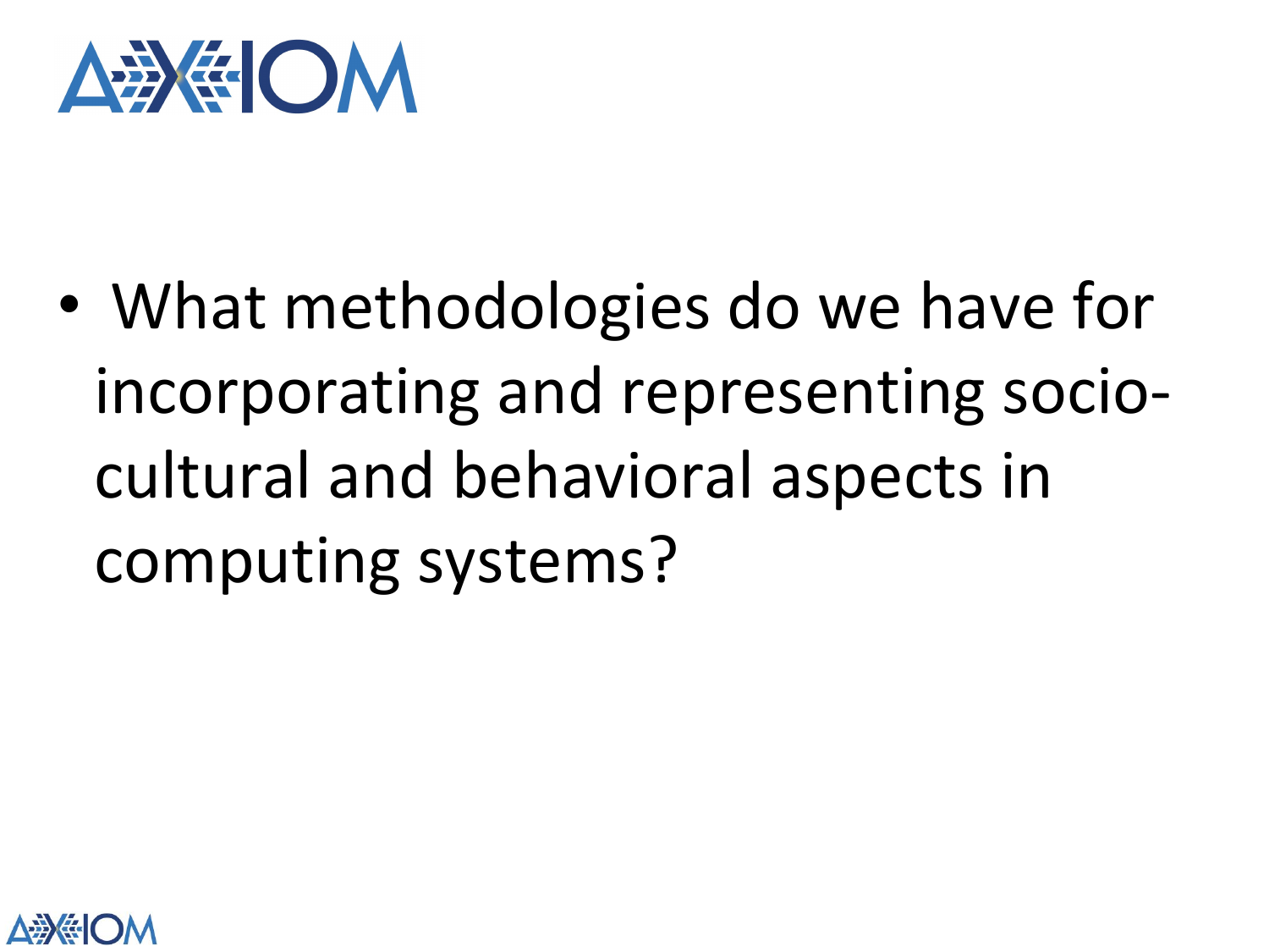- What methodologies do we have for incorporating and representing socio-cultural and behavioral aspects in computing systems?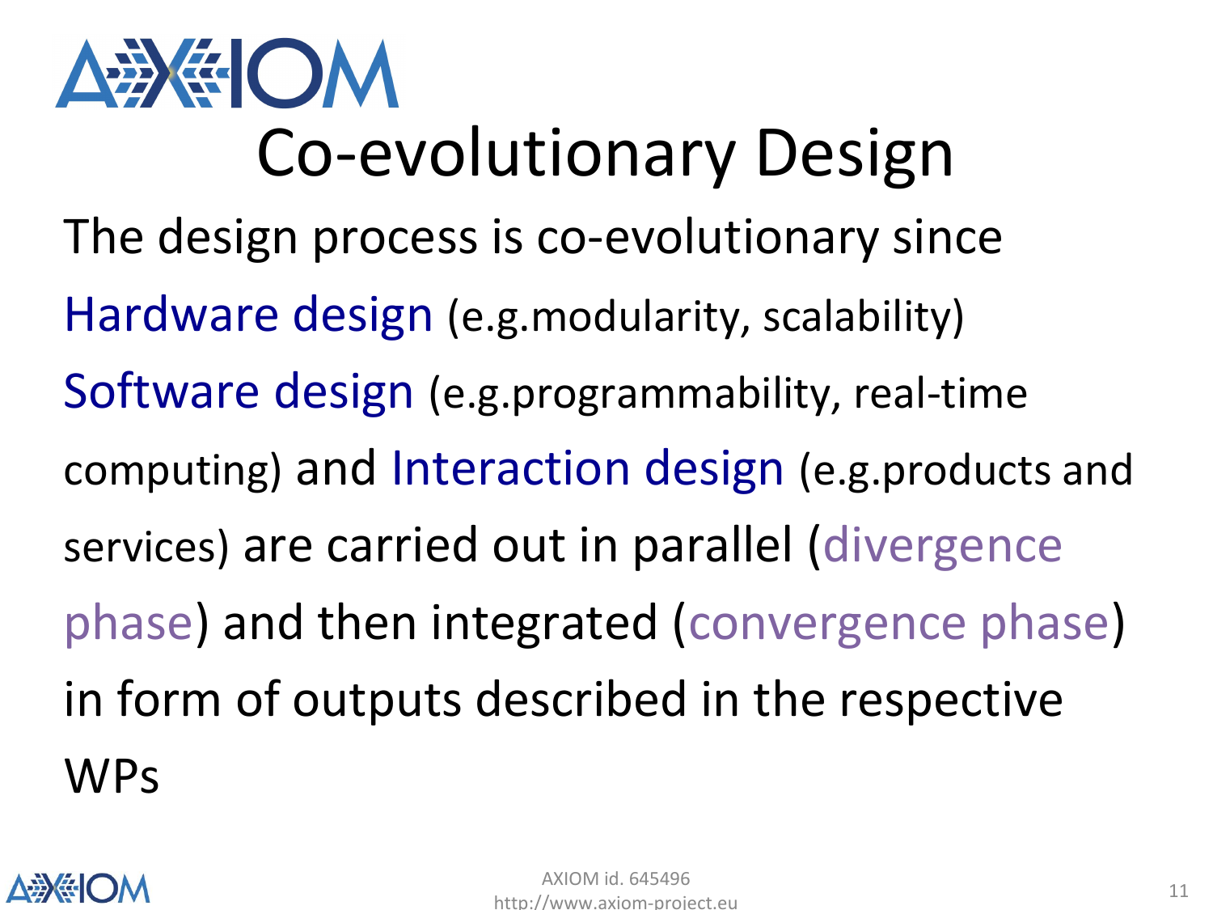# Co-evolutionary Design

The design process is co-evolutionary since Hardware design (e.g.modularity, scalability) Software design (e.g.programmability, real-time computing) and Interaction design (e.g.products and services) are carried out in parallel (divergence phase) and then integrated (convergence phase) in form of outputs described in the respective WPs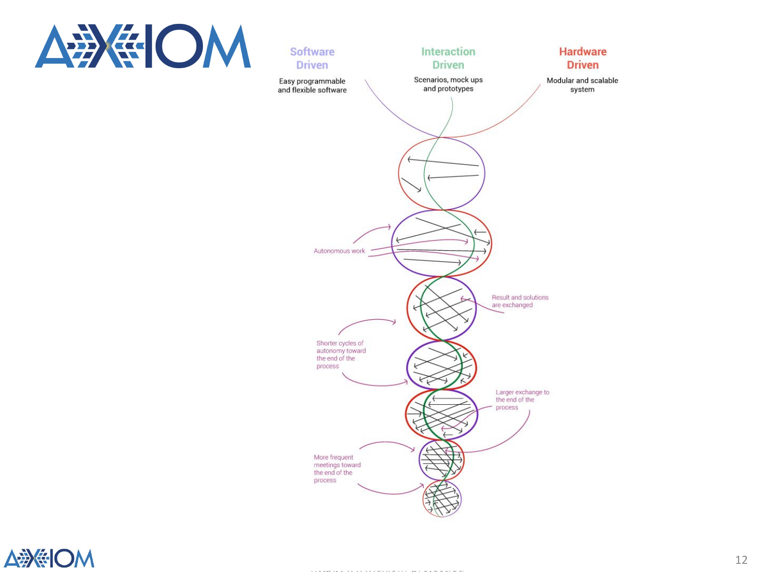Software Driven

Easy programmable and flexible software

Interaction Driven

Scenarios, mock ups and prototypes

Hardware Driven

Modular and scalable system

Autonomous work

Result and solutions are exchanged

Shorter cycles of autonomy toward the end of the process

Larger exchange to the end of the process

More frequent meetings toward the end of the process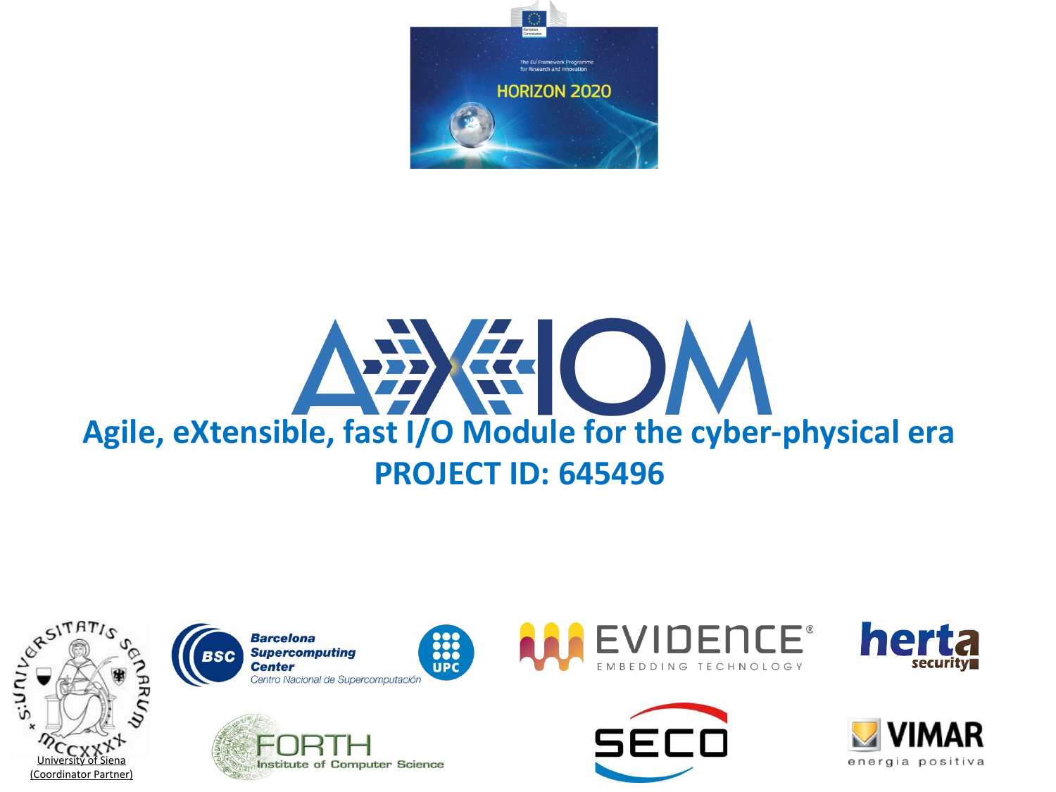The EU Framework Programme for Research and Innovation

HORIZON 2020

# AXIOM

## Agile, eXtensible, fast I/O Module for the cyber-physical era

## PROJECT ID: 645496

University of Siena (Coordinator Partner)

Barcelona Supercomputing Center
Centro Nacional de Supercomputación

FORTH Institute of Computer Science

EVIDENCE EMBEDDING TECHNOLOGY

herta security

SECO

VIMAR energia positiva